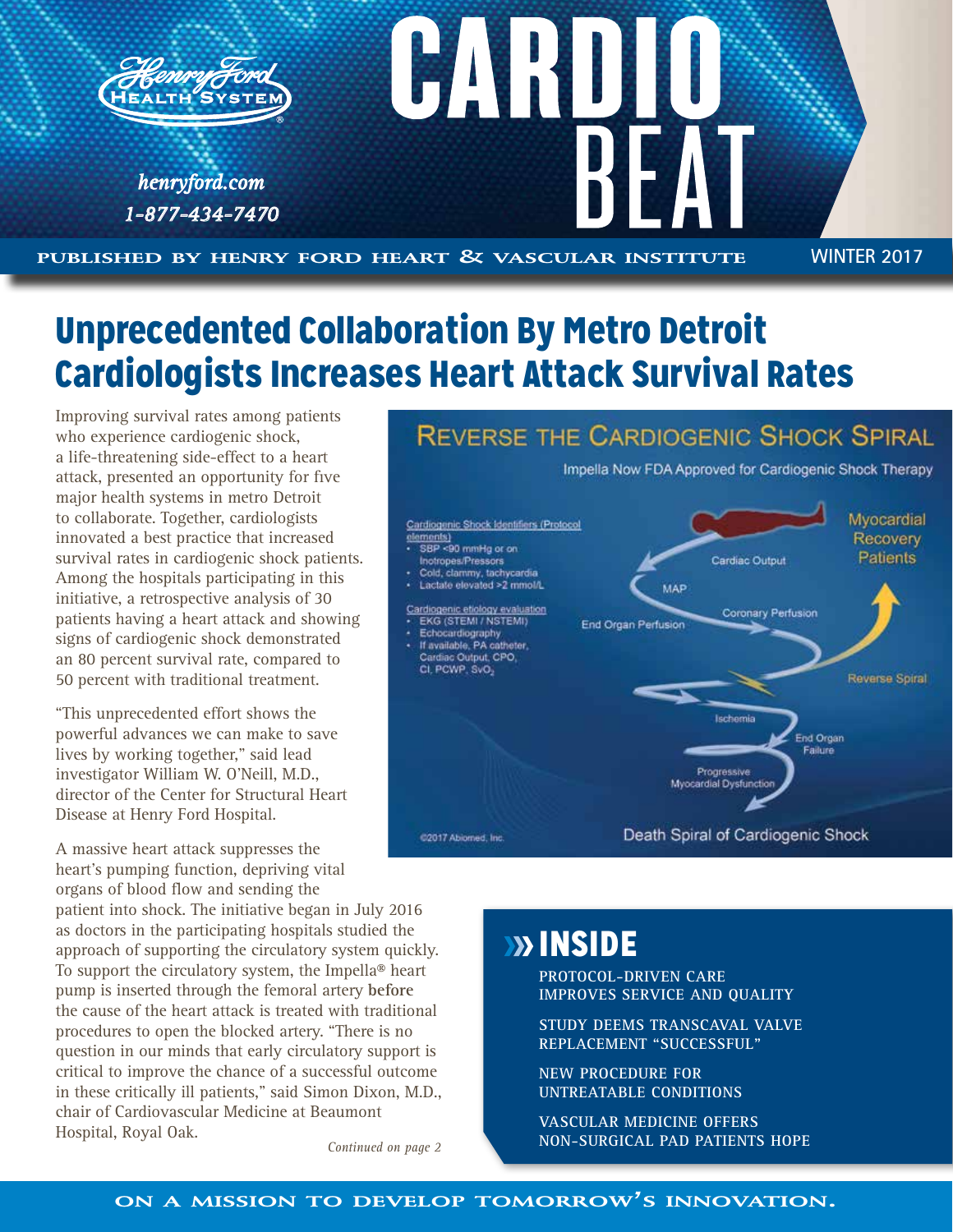# CARDIO BEAT

*henryford.com*
*1-877-434-7470*

PUBLISHED BY HENRY FORD HEART & VASCULAR INSTITUTE — WINTER 2017

# Unprecedented Collaboration By Metro Detroit Cardiologists Increases Heart Attack Survival Rates

Improving survival rates among patients who experience cardiogenic shock, a life-threatening side-effect to a heart attack, presented an opportunity for five major health systems in metro Detroit to collaborate. Together, cardiologists innovated a best practice that increased survival rates in cardiogenic shock patients. Among the hospitals participating in this initiative, a retrospective analysis of 30 patients having a heart attack and showing signs of cardiogenic shock demonstrated an 80 percent survival rate, compared to 50 percent with traditional treatment.

"This unprecedented effort shows the powerful advances we can make to save lives by working together," said lead investigator William W. O'Neill, M.D., director of the Center for Structural Heart Disease at Henry Ford Hospital.

A massive heart attack suppresses the heart's pumping function, depriving vital organs of blood flow and sending the patient into shock. The initiative began in July 2016 as doctors in the participating hospitals studied the approach of supporting the circulatory system quickly. To support the circulatory system, the Impella® heart pump is inserted through the femoral artery **before** the cause of the heart attack is treated with traditional procedures to open the blocked artery. "There is no question in our minds that early circulatory support is critical to improve the chance of a successful outcome in these critically ill patients," said Simon Dixon, M.D., chair of Cardiovascular Medicine at Beaumont Hospital, Royal Oak.

*Continued on page 2*

## REVERSE THE CARDIOGENIC SHOCK SPIRAL

Impella Now FDA Approved for Cardiogenic Shock Therapy

Cardiogenic Shock Identifiers (Protocol elements)
- SBP <90 mmHg or on Inotropes/Pressors
- Cold, clammy, tachycardia
- Lactate elevated >2 mmol/L

Cardiogenic etiology evaluation
- EKG (STEMI / NSTEMI)
- Echocardiography
- If available, PA catheter, Cardiac Output, CPO, CI, PCWP, $SvO_2$

Cardiac Output · MAP · End Organ Perfusion · Coronary Perfusion · Ischemia · End Organ Failure · Progressive Myocardial Dysfunction · Reverse Spiral · Myocardial Recovery Patients

©2017 Abiomed, Inc.

Death Spiral of Cardiogenic Shock

## » INSIDE

- PROTOCOL-DRIVEN CARE IMPROVES SERVICE AND QUALITY
- STUDY DEEMS TRANSCAVAL VALVE REPLACEMENT "SUCCESSFUL"
- NEW PROCEDURE FOR UNTREATABLE CONDITIONS
- VASCULAR MEDICINE OFFERS NON-SURGICAL PAD PATIENTS HOPE

ON A MISSION TO DEVELOP TOMORROW'S INNOVATION.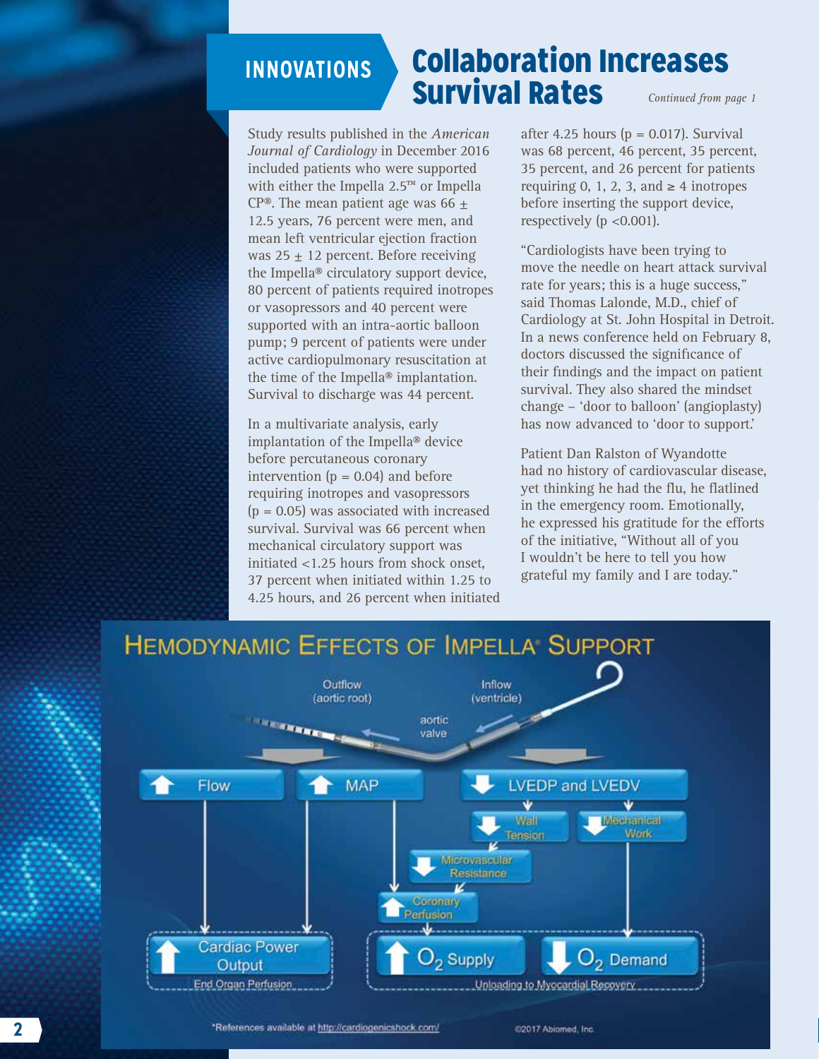## INNOVATIONS

# Collaboration Increases Survival Rates

*Continued from page 1*

Study results published in the *American Journal of Cardiology* in December 2016 included patients who were supported with either the Impella 2.5™ or Impella CP®. The mean patient age was 66 ± 12.5 years, 76 percent were men, and mean left ventricular ejection fraction was 25 ± 12 percent. Before receiving the Impella® circulatory support device, 80 percent of patients required inotropes or vasopressors and 40 percent were supported with an intra-aortic balloon pump; 9 percent of patients were under active cardiopulmonary resuscitation at the time of the Impella® implantation. Survival to discharge was 44 percent.

In a multivariate analysis, early implantation of the Impella® device before percutaneous coronary intervention ($p = 0.04$) and before requiring inotropes and vasopressors ($p = 0.05$) was associated with increased survival. Survival was 66 percent when mechanical circulatory support was initiated <1.25 hours from shock onset, 37 percent when initiated within 1.25 to 4.25 hours, and 26 percent when initiated after 4.25 hours ($p = 0.017$). Survival was 68 percent, 46 percent, 35 percent, 35 percent, and 26 percent for patients requiring 0, 1, 2, 3, and ≥ 4 inotropes before inserting the support device, respectively ($p < 0.001$).

"Cardiologists have been trying to move the needle on heart attack survival rate for years; this is a huge success," said Thomas Lalonde, M.D., chief of Cardiology at St. John Hospital in Detroit. In a news conference held on February 8, doctors discussed the significance of their findings and the impact on patient survival. They also shared the mindset change – 'door to balloon' (angioplasty) has now advanced to 'door to support.'

Patient Dan Ralston of Wyandotte had no history of cardiovascular disease, yet thinking he had the flu, he flatlined in the emergency room. Emotionally, he expressed his gratitude for the efforts of the initiative, "Without all of you I wouldn't be here to tell you how grateful my family and I are today."

## Hemodynamic Effects of Impella® Support

Outflow (aortic root) — aortic valve — Inflow (ventricle)

- ↑ Flow → ↑ Cardiac Power Output
- ↑ MAP → ↑ Cardiac Power Output; ↑ Coronary Perfusion
- ↓ LVEDP and LVEDV → ↓ Wall Tension → ↓ Microvascular Resistance → ↑ Coronary Perfusion → ↑ $O_2$ Supply
- ↓ LVEDP and LVEDV → ↓ Mechanical Work → ↓ $O_2$ Demand

End Organ Perfusion: ↑ Cardiac Power Output

Unloading to Myocardial Recovery: ↑ $O_2$ Supply, ↓ $O_2$ Demand

*References available at http://cardiogenicshock.com/

©2017 Abiomed, Inc.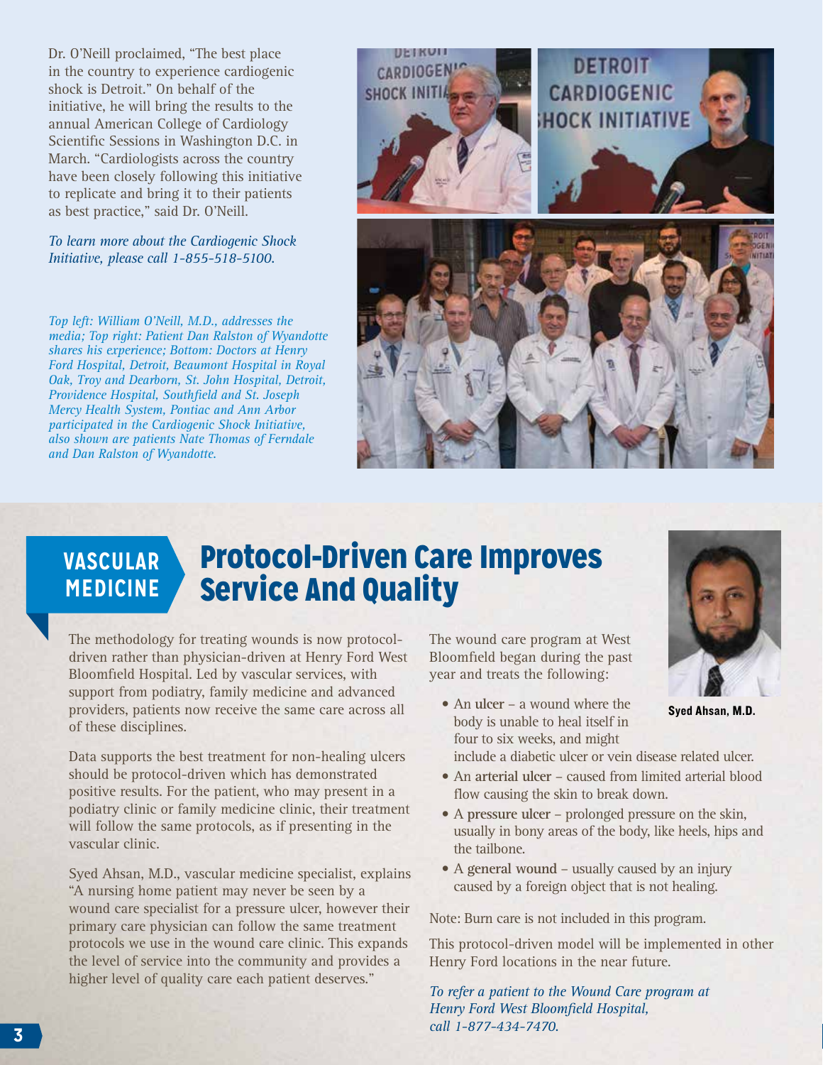Dr. O'Neill proclaimed, "The best place in the country to experience cardiogenic shock is Detroit." On behalf of the initiative, he will bring the results to the annual American College of Cardiology Scientific Sessions in Washington D.C. in March. "Cardiologists across the country have been closely following this initiative to replicate and bring it to their patients as best practice," said Dr. O'Neill.

*To learn more about the Cardiogenic Shock Initiative, please call 1-855-518-5100.*

*Top left: William O'Neill, M.D., addresses the media; Top right: Patient Dan Ralston of Wyandotte shares his experience; Bottom: Doctors at Henry Ford Hospital, Detroit, Beaumont Hospital in Royal Oak, Troy and Dearborn, St. John Hospital, Detroit, Providence Hospital, Southfield and St. Joseph Mercy Health System, Pontiac and Ann Arbor participated in the Cardiogenic Shock Initiative, also shown are patients Nate Thomas of Ferndale and Dan Ralston of Wyandotte.*

VASCULAR MEDICINE

# Protocol-Driven Care Improves Service And Quality

The methodology for treating wounds is now protocol-driven rather than physician-driven at Henry Ford West Bloomfield Hospital. Led by vascular services, with support from podiatry, family medicine and advanced providers, patients now receive the same care across all of these disciplines.

Data supports the best treatment for non-healing ulcers should be protocol-driven which has demonstrated positive results. For the patient, who may present in a podiatry clinic or family medicine clinic, their treatment will follow the same protocols, as if presenting in the vascular clinic.

Syed Ahsan, M.D., vascular medicine specialist, explains "A nursing home patient may never be seen by a wound care specialist for a pressure ulcer, however their primary care physician can follow the same treatment protocols we use in the wound care clinic. This expands the level of service into the community and provides a higher level of quality care each patient deserves."

**Syed Ahsan, M.D.**

The wound care program at West Bloomfield began during the past year and treats the following:

- An **ulcer** – a wound where the body is unable to heal itself in four to six weeks, and might include a diabetic ulcer or vein disease related ulcer.
- An **arterial ulcer** – caused from limited arterial blood flow causing the skin to break down.
- A **pressure ulcer** – prolonged pressure on the skin, usually in bony areas of the body, like heels, hips and the tailbone.
- A **general wound** – usually caused by an injury caused by a foreign object that is not healing.

Note: Burn care is not included in this program.

This protocol-driven model will be implemented in other Henry Ford locations in the near future.

*To refer a patient to the Wound Care program at Henry Ford West Bloomfield Hospital, call 1-877-434-7470.*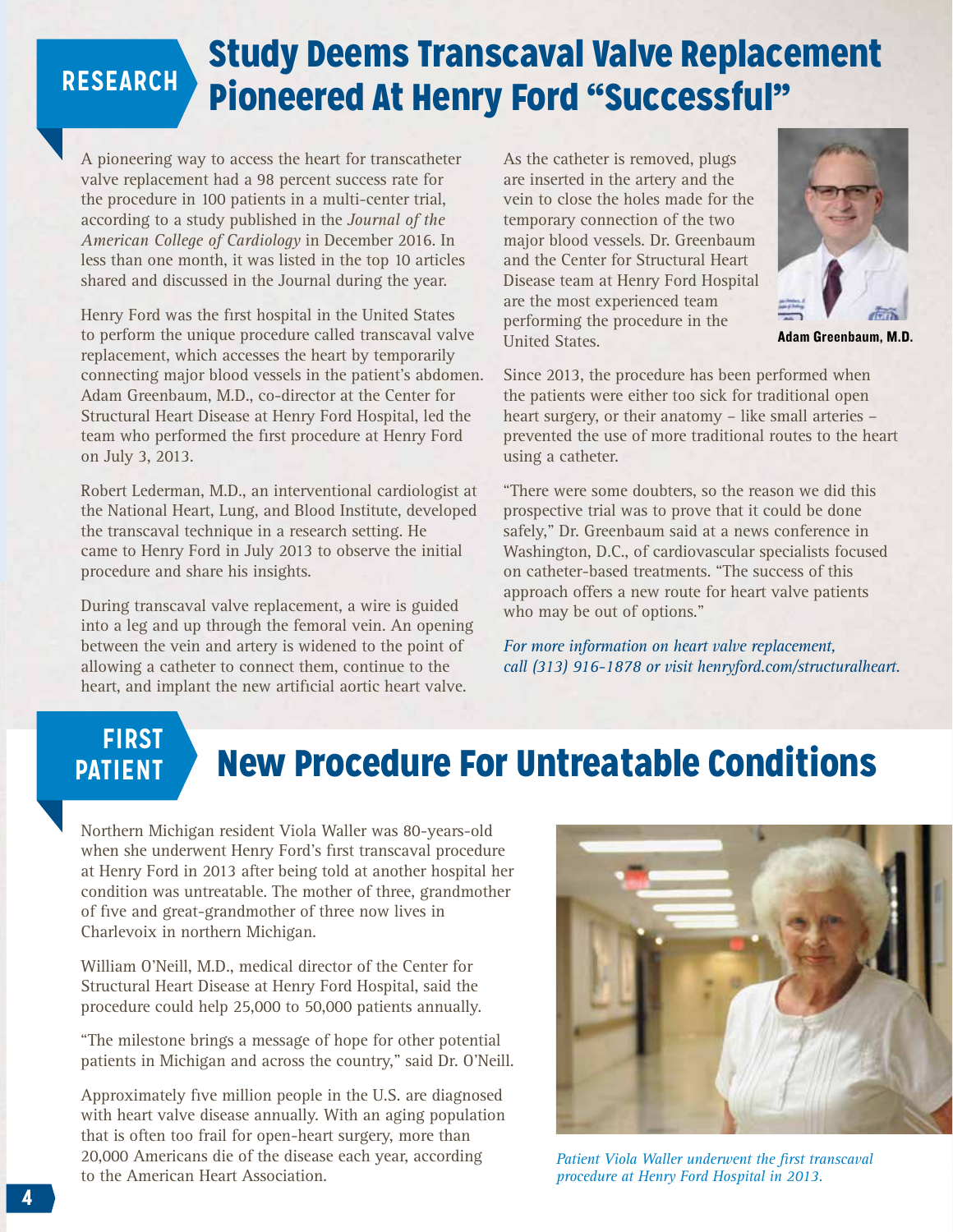RESEARCH

# Study Deems Transcaval Valve Replacement Pioneered At Henry Ford "Successful"

A pioneering way to access the heart for transcatheter valve replacement had a 98 percent success rate for the procedure in 100 patients in a multi-center trial, according to a study published in the *Journal of the American College of Cardiology* in December 2016. In less than one month, it was listed in the top 10 articles shared and discussed in the Journal during the year.

Henry Ford was the first hospital in the United States to perform the unique procedure called transcaval valve replacement, which accesses the heart by temporarily connecting major blood vessels in the patient's abdomen. Adam Greenbaum, M.D., co-director at the Center for Structural Heart Disease at Henry Ford Hospital, led the team who performed the first procedure at Henry Ford on July 3, 2013.

Robert Lederman, M.D., an interventional cardiologist at the National Heart, Lung, and Blood Institute, developed the transcaval technique in a research setting. He came to Henry Ford in July 2013 to observe the initial procedure and share his insights.

During transcaval valve replacement, a wire is guided into a leg and up through the femoral vein. An opening between the vein and artery is widened to the point of allowing a catheter to connect them, continue to the heart, and implant the new artificial aortic heart valve.

As the catheter is removed, plugs are inserted in the artery and the vein to close the holes made for the temporary connection of the two major blood vessels. Dr. Greenbaum and the Center for Structural Heart Disease team at Henry Ford Hospital are the most experienced team performing the procedure in the United States.

**Adam Greenbaum, M.D.**

Since 2013, the procedure has been performed when the patients were either too sick for traditional open heart surgery, or their anatomy – like small arteries – prevented the use of more traditional routes to the heart using a catheter.

"There were some doubters, so the reason we did this prospective trial was to prove that it could be done safely," Dr. Greenbaum said at a news conference in Washington, D.C., of cardiovascular specialists focused on catheter-based treatments. "The success of this approach offers a new route for heart valve patients who may be out of options."

*For more information on heart valve replacement, call (313) 916-1878 or visit henryford.com/structuralheart.*

FIRST PATIENT

# New Procedure For Untreatable Conditions

Northern Michigan resident Viola Waller was 80-years-old when she underwent Henry Ford's first transcaval procedure at Henry Ford in 2013 after being told at another hospital her condition was untreatable. The mother of three, grandmother of five and great-grandmother of three now lives in Charlevoix in northern Michigan.

William O'Neill, M.D., medical director of the Center for Structural Heart Disease at Henry Ford Hospital, said the procedure could help 25,000 to 50,000 patients annually.

"The milestone brings a message of hope for other potential patients in Michigan and across the country," said Dr. O'Neill.

Approximately five million people in the U.S. are diagnosed with heart valve disease annually. With an aging population that is often too frail for open-heart surgery, more than 20,000 Americans die of the disease each year, according to the American Heart Association.

*Patient Viola Waller underwent the first transcaval procedure at Henry Ford Hospital in 2013.*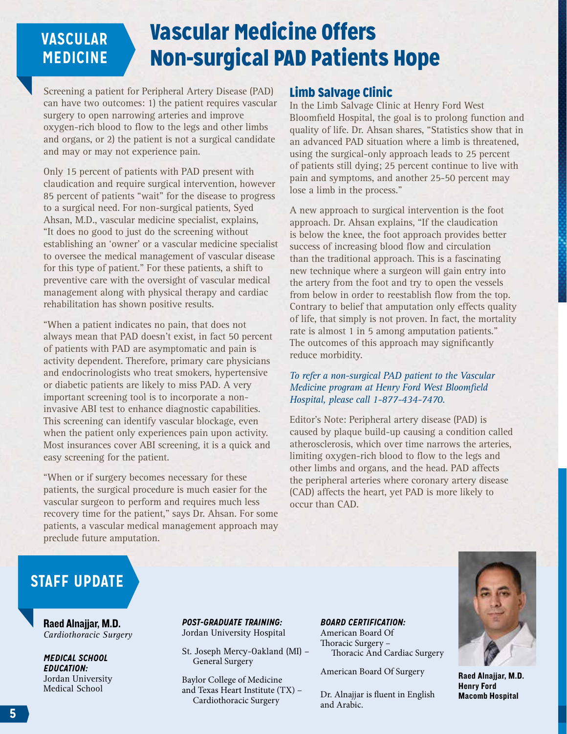VASCULAR MEDICINE

# Vascular Medicine Offers Non-surgical PAD Patients Hope

Screening a patient for Peripheral Artery Disease (PAD) can have two outcomes: 1) the patient requires vascular surgery to open narrowing arteries and improve oxygen-rich blood to flow to the legs and other limbs and organs, or 2) the patient is not a surgical candidate and may or may not experience pain.

Only 15 percent of patients with PAD present with claudication and require surgical intervention, however 85 percent of patients "wait" for the disease to progress to a surgical need. For non-surgical patients, Syed Ahsan, M.D., vascular medicine specialist, explains, "It does no good to just do the screening without establishing an 'owner' or a vascular medicine specialist to oversee the medical management of vascular disease for this type of patient." For these patients, a shift to preventive care with the oversight of vascular medical management along with physical therapy and cardiac rehabilitation has shown positive results.

"When a patient indicates no pain, that does not always mean that PAD doesn't exist, in fact 50 percent of patients with PAD are asymptomatic and pain is activity dependent. Therefore, primary care physicians and endocrinologists who treat smokers, hypertensive or diabetic patients are likely to miss PAD. A very important screening tool is to incorporate a non-invasive ABI test to enhance diagnostic capabilities. This screening can identify vascular blockage, even when the patient only experiences pain upon activity. Most insurances cover ABI screening, it is a quick and easy screening for the patient.

"When or if surgery becomes necessary for these patients, the surgical procedure is much easier for the vascular surgeon to perform and requires much less recovery time for the patient," says Dr. Ahsan. For some patients, a vascular medical management approach may preclude future amputation.

## Limb Salvage Clinic

In the Limb Salvage Clinic at Henry Ford West Bloomfield Hospital, the goal is to prolong function and quality of life. Dr. Ahsan shares, "Statistics show that in an advanced PAD situation where a limb is threatened, using the surgical-only approach leads to 25 percent of patients still dying; 25 percent continue to live with pain and symptoms, and another 25-50 percent may lose a limb in the process."

A new approach to surgical intervention is the foot approach. Dr. Ahsan explains, "If the claudication is below the knee, the foot approach provides better success of increasing blood flow and circulation than the traditional approach. This is a fascinating new technique where a surgeon will gain entry into the artery from the foot and try to open the vessels from below in order to reestablish flow from the top. Contrary to belief that amputation only effects quality of life, that simply is not proven. In fact, the mortality rate is almost 1 in 5 among amputation patients." The outcomes of this approach may significantly reduce morbidity.

*To refer a non-surgical PAD patient to the Vascular Medicine program at Henry Ford West Bloomfield Hospital, please call 1-877-434-7470.*

Editor's Note: Peripheral artery disease (PAD) is caused by plaque build-up causing a condition called atherosclerosis, which over time narrows the arteries, limiting oxygen-rich blood to flow to the legs and other limbs and organs, and the head. PAD affects the peripheral arteries where coronary artery disease (CAD) affects the heart, yet PAD is more likely to occur than CAD.

# STAFF UPDATE

**Raed Alnajjar, M.D.**
*Cardiothoracic Surgery*

***MEDICAL SCHOOL EDUCATION:***
Jordan University Medical School

***POST-GRADUATE TRAINING:***
Jordan University Hospital

St. Joseph Mercy-Oakland (MI) – General Surgery

Baylor College of Medicine and Texas Heart Institute (TX) – Cardiothoracic Surgery

***BOARD CERTIFICATION:***
American Board Of Thoracic Surgery – Thoracic And Cardiac Surgery

American Board Of Surgery

Dr. Alnajjar is fluent in English and Arabic.

**Raed Alnajjar, M.D.**
**Henry Ford Macomb Hospital**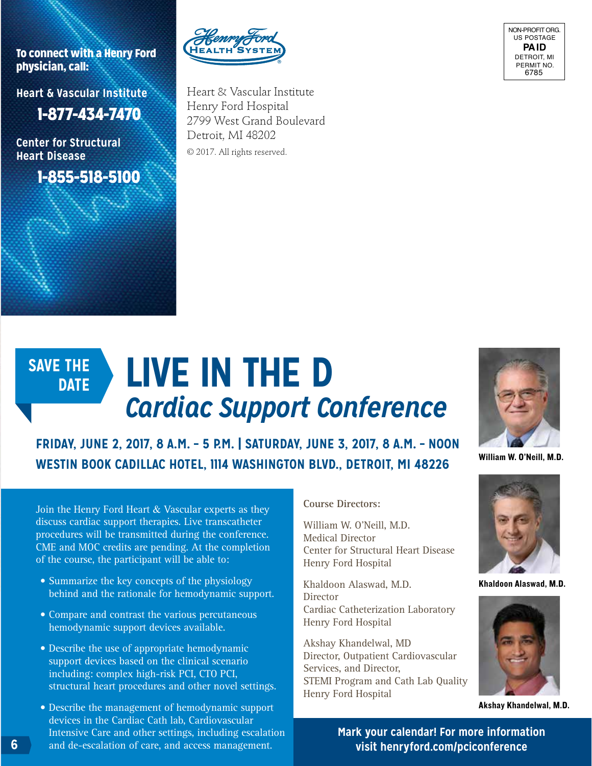**To connect with a Henry Ford physician, call:**

**Heart & Vascular Institute**

**1-877-434-7470**

**Center for Structural Heart Disease**

**1-855-518-5100**

Henry Ford Health System

Heart & Vascular Institute
Henry Ford Hospital
2799 West Grand Boulevard
Detroit, MI 48202

© 2017. All rights reserved.

NON-PROFIT ORG.
US POSTAGE
**PAID**
DETROIT, MI
PERMIT NO.
6785

**SAVE THE DATE**

# LIVE IN THE D

## *Cardiac Support Conference*

**FRIDAY, JUNE 2, 2017, 8 A.M. – 5 P.M. | SATURDAY, JUNE 3, 2017, 8 A.M. – NOON**

**WESTIN BOOK CADILLAC HOTEL, 1114 WASHINGTON BLVD., DETROIT, MI 48226**

Join the Henry Ford Heart & Vascular experts as they discuss cardiac support therapies. Live transcatheter procedures will be transmitted during the conference. CME and MOC credits are pending. At the completion of the course, the participant will be able to:

- Summarize the key concepts of the physiology behind and the rationale for hemodynamic support.
- Compare and contrast the various percutaneous hemodynamic support devices available.
- Describe the use of appropriate hemodynamic support devices based on the clinical scenario including: complex high-risk PCI, CTO PCI, structural heart procedures and other novel settings.
- Describe the management of hemodynamic support devices in the Cardiac Cath lab, Cardiovascular Intensive Care and other settings, including escalation and de-escalation of care, and access management.

**Course Directors:**

William W. O'Neill, M.D.
Medical Director
Center for Structural Heart Disease
Henry Ford Hospital

Khaldoon Alaswad, M.D.
Director
Cardiac Catheterization Laboratory
Henry Ford Hospital

Akshay Khandelwal, MD
Director, Outpatient Cardiovascular Services, and Director,
STEMI Program and Cath Lab Quality
Henry Ford Hospital

**William W. O'Neill, M.D.**

**Khaldoon Alaswad, M.D.**

**Akshay Khandelwal, M.D.**

**Mark your calendar! For more information visit henryford.com/pciconference**